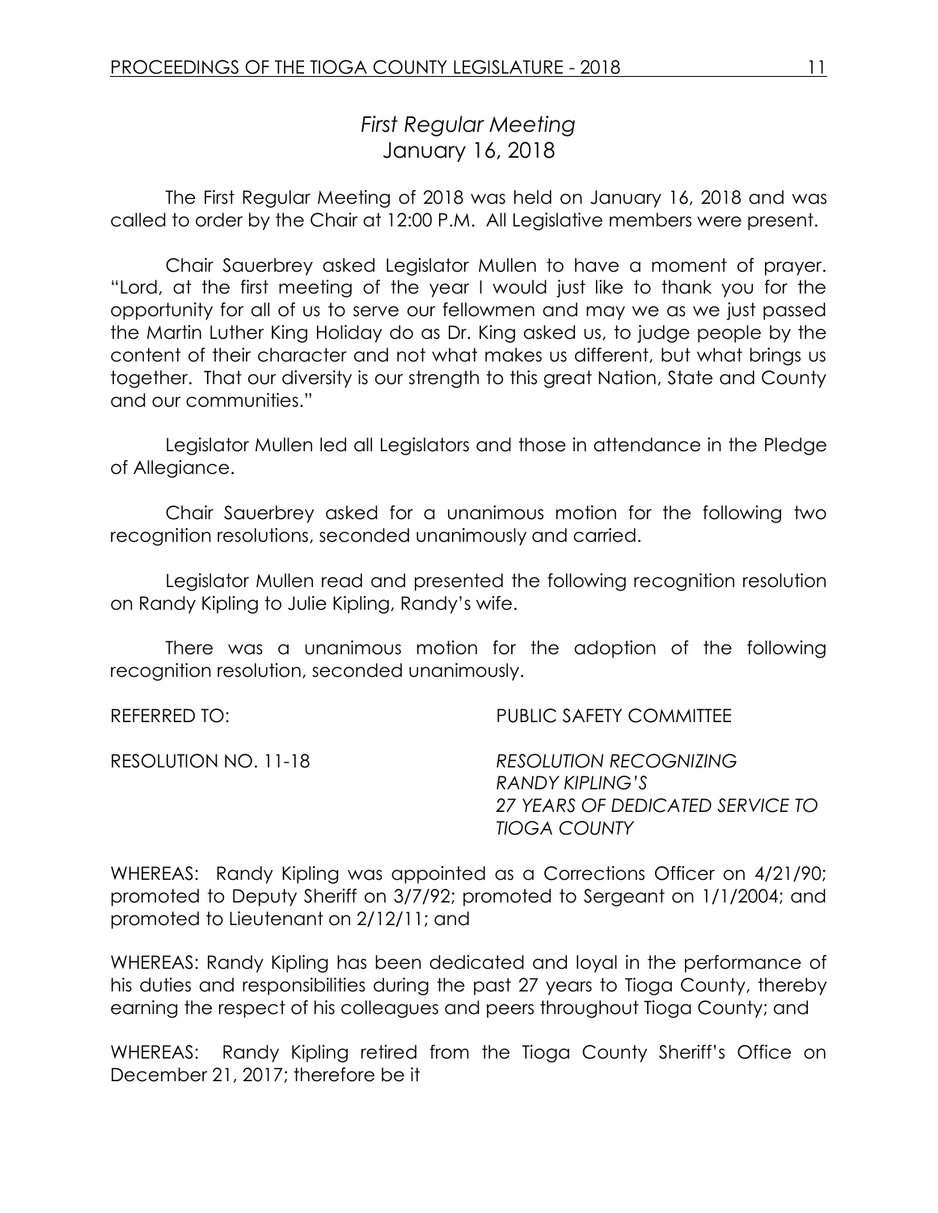# *First Regular Meeting*
## January 16, 2018

The First Regular Meeting of 2018 was held on January 16, 2018 and was called to order by the Chair at 12:00 P.M. All Legislative members were present.

Chair Sauerbrey asked Legislator Mullen to have a moment of prayer. "Lord, at the first meeting of the year I would just like to thank you for the opportunity for all of us to serve our fellowmen and may we as we just passed the Martin Luther King Holiday do as Dr. King asked us, to judge people by the content of their character and not what makes us different, but what brings us together. That our diversity is our strength to this great Nation, State and County and our communities."

Legislator Mullen led all Legislators and those in attendance in the Pledge of Allegiance.

Chair Sauerbrey asked for a unanimous motion for the following two recognition resolutions, seconded unanimously and carried.

Legislator Mullen read and presented the following recognition resolution on Randy Kipling to Julie Kipling, Randy's wife.

There was a unanimous motion for the adoption of the following recognition resolution, seconded unanimously.

REFERRED TO: PUBLIC SAFETY COMMITTEE

RESOLUTION NO. 11-18 *RESOLUTION RECOGNIZING RANDY KIPLING'S 27 YEARS OF DEDICATED SERVICE TO TIOGA COUNTY*

WHEREAS: Randy Kipling was appointed as a Corrections Officer on 4/21/90; promoted to Deputy Sheriff on 3/7/92; promoted to Sergeant on 1/1/2004; and promoted to Lieutenant on 2/12/11; and

WHEREAS: Randy Kipling has been dedicated and loyal in the performance of his duties and responsibilities during the past 27 years to Tioga County, thereby earning the respect of his colleagues and peers throughout Tioga County; and

WHEREAS: Randy Kipling retired from the Tioga County Sheriff's Office on December 21, 2017; therefore be it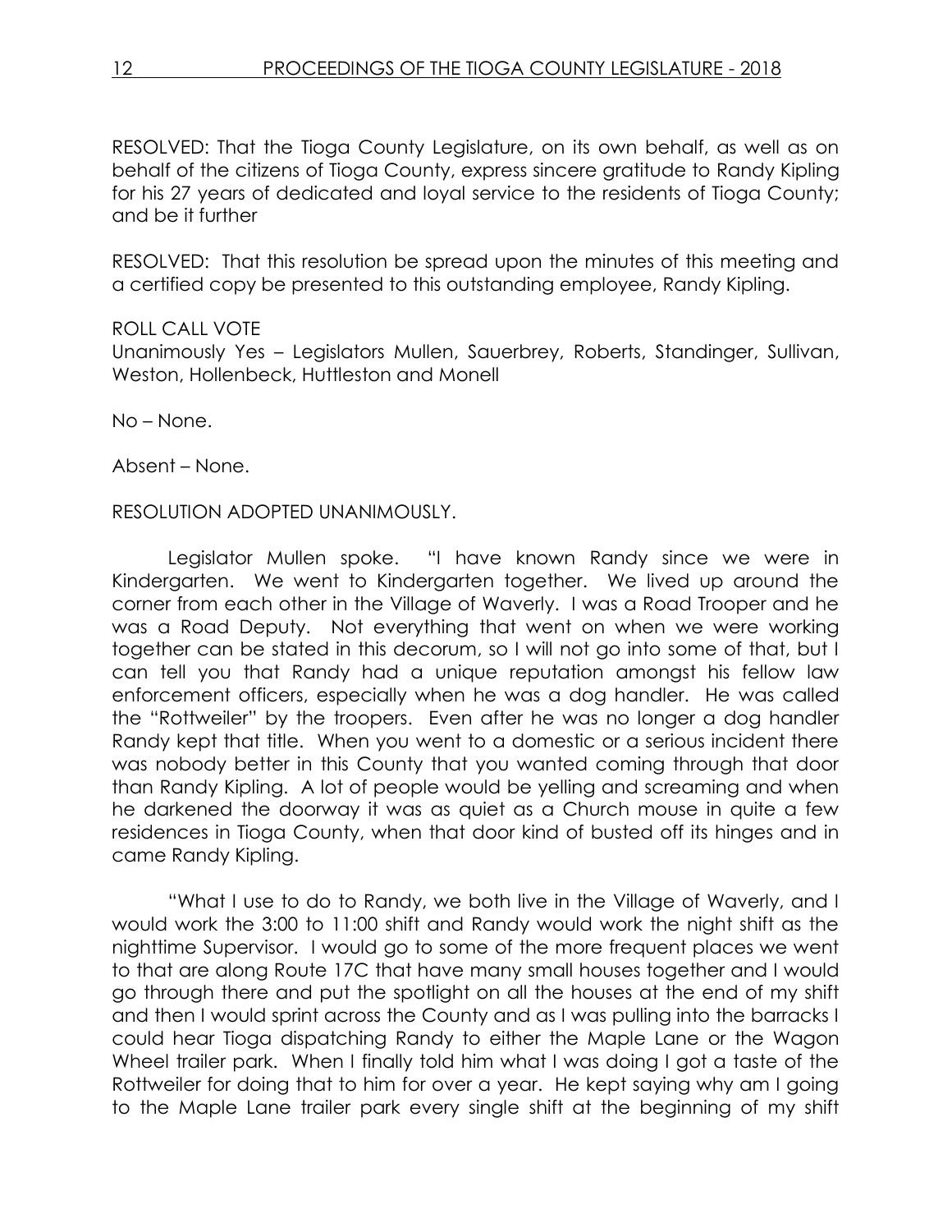RESOLVED: That the Tioga County Legislature, on its own behalf, as well as on behalf of the citizens of Tioga County, express sincere gratitude to Randy Kipling for his 27 years of dedicated and loyal service to the residents of Tioga County; and be it further

RESOLVED: That this resolution be spread upon the minutes of this meeting and a certified copy be presented to this outstanding employee, Randy Kipling.

ROLL CALL VOTE
Unanimously Yes – Legislators Mullen, Sauerbrey, Roberts, Standinger, Sullivan, Weston, Hollenbeck, Huttleston and Monell

No – None.

Absent – None.

RESOLUTION ADOPTED UNANIMOUSLY.

Legislator Mullen spoke. "I have known Randy since we were in Kindergarten. We went to Kindergarten together. We lived up around the corner from each other in the Village of Waverly. I was a Road Trooper and he was a Road Deputy. Not everything that went on when we were working together can be stated in this decorum, so I will not go into some of that, but I can tell you that Randy had a unique reputation amongst his fellow law enforcement officers, especially when he was a dog handler. He was called the "Rottweiler" by the troopers. Even after he was no longer a dog handler Randy kept that title. When you went to a domestic or a serious incident there was nobody better in this County that you wanted coming through that door than Randy Kipling. A lot of people would be yelling and screaming and when he darkened the doorway it was as quiet as a Church mouse in quite a few residences in Tioga County, when that door kind of busted off its hinges and in came Randy Kipling.

"What I use to do to Randy, we both live in the Village of Waverly, and I would work the 3:00 to 11:00 shift and Randy would work the night shift as the nighttime Supervisor. I would go to some of the more frequent places we went to that are along Route 17C that have many small houses together and I would go through there and put the spotlight on all the houses at the end of my shift and then I would sprint across the County and as I was pulling into the barracks I could hear Tioga dispatching Randy to either the Maple Lane or the Wagon Wheel trailer park. When I finally told him what I was doing I got a taste of the Rottweiler for doing that to him for over a year. He kept saying why am I going to the Maple Lane trailer park every single shift at the beginning of my shift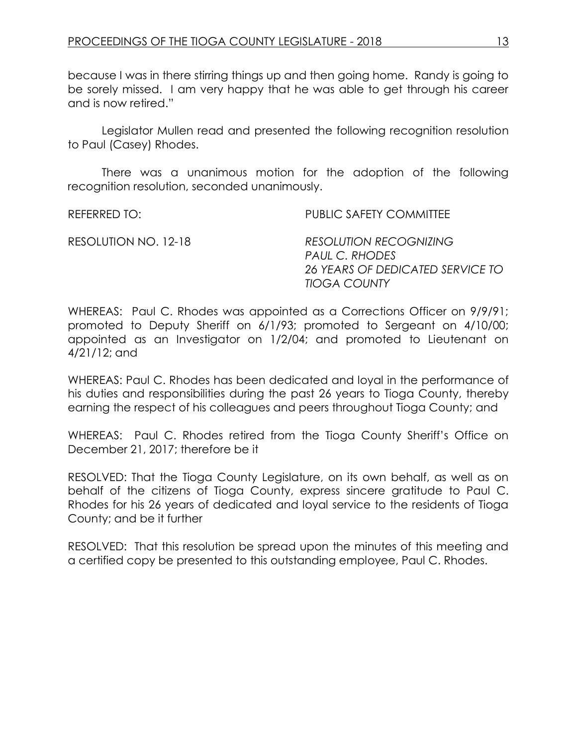because I was in there stirring things up and then going home. Randy is going to be sorely missed. I am very happy that he was able to get through his career and is now retired."

Legislator Mullen read and presented the following recognition resolution to Paul (Casey) Rhodes.

There was a unanimous motion for the adoption of the following recognition resolution, seconded unanimously.

REFERRED TO: PUBLIC SAFETY COMMITTEE

RESOLUTION NO. 12-18 *RESOLUTION RECOGNIZING PAUL C. RHODES 26 YEARS OF DEDICATED SERVICE TO TIOGA COUNTY*

WHEREAS: Paul C. Rhodes was appointed as a Corrections Officer on 9/9/91; promoted to Deputy Sheriff on 6/1/93; promoted to Sergeant on 4/10/00; appointed as an Investigator on 1/2/04; and promoted to Lieutenant on 4/21/12; and

WHEREAS: Paul C. Rhodes has been dedicated and loyal in the performance of his duties and responsibilities during the past 26 years to Tioga County, thereby earning the respect of his colleagues and peers throughout Tioga County; and

WHEREAS: Paul C. Rhodes retired from the Tioga County Sheriff's Office on December 21, 2017; therefore be it

RESOLVED: That the Tioga County Legislature, on its own behalf, as well as on behalf of the citizens of Tioga County, express sincere gratitude to Paul C. Rhodes for his 26 years of dedicated and loyal service to the residents of Tioga County; and be it further

RESOLVED: That this resolution be spread upon the minutes of this meeting and a certified copy be presented to this outstanding employee, Paul C. Rhodes.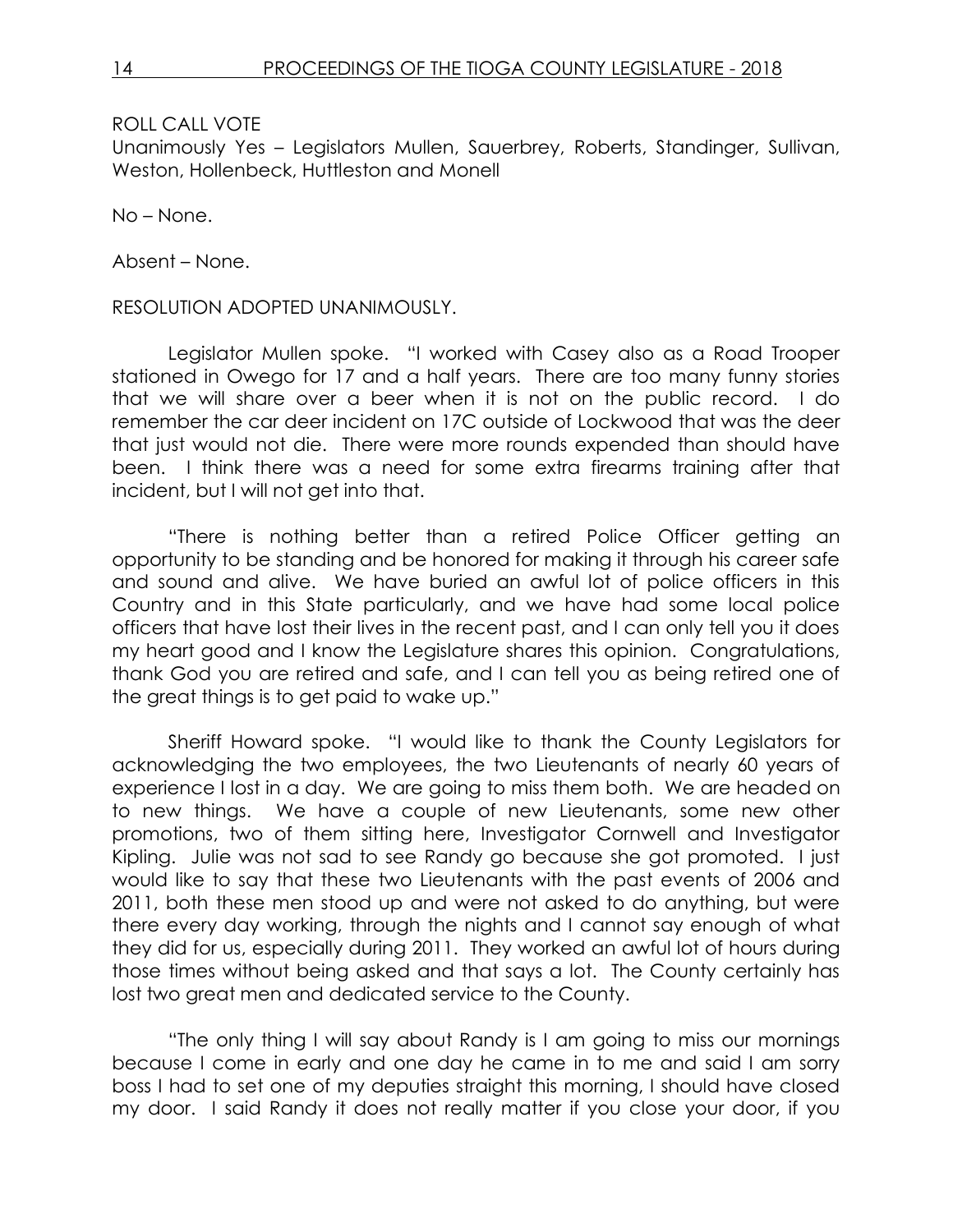ROLL CALL VOTE
Unanimously Yes – Legislators Mullen, Sauerbrey, Roberts, Standinger, Sullivan, Weston, Hollenbeck, Huttleston and Monell

No – None.

Absent – None.

RESOLUTION ADOPTED UNANIMOUSLY.

Legislator Mullen spoke. "I worked with Casey also as a Road Trooper stationed in Owego for 17 and a half years. There are too many funny stories that we will share over a beer when it is not on the public record. I do remember the car deer incident on 17C outside of Lockwood that was the deer that just would not die. There were more rounds expended than should have been. I think there was a need for some extra firearms training after that incident, but I will not get into that.

"There is nothing better than a retired Police Officer getting an opportunity to be standing and be honored for making it through his career safe and sound and alive. We have buried an awful lot of police officers in this Country and in this State particularly, and we have had some local police officers that have lost their lives in the recent past, and I can only tell you it does my heart good and I know the Legislature shares this opinion. Congratulations, thank God you are retired and safe, and I can tell you as being retired one of the great things is to get paid to wake up."

Sheriff Howard spoke. "I would like to thank the County Legislators for acknowledging the two employees, the two Lieutenants of nearly 60 years of experience I lost in a day. We are going to miss them both. We are headed on to new things. We have a couple of new Lieutenants, some new other promotions, two of them sitting here, Investigator Cornwell and Investigator Kipling. Julie was not sad to see Randy go because she got promoted. I just would like to say that these two Lieutenants with the past events of 2006 and 2011, both these men stood up and were not asked to do anything, but were there every day working, through the nights and I cannot say enough of what they did for us, especially during 2011. They worked an awful lot of hours during those times without being asked and that says a lot. The County certainly has lost two great men and dedicated service to the County.

"The only thing I will say about Randy is I am going to miss our mornings because I come in early and one day he came in to me and said I am sorry boss I had to set one of my deputies straight this morning, I should have closed my door. I said Randy it does not really matter if you close your door, if you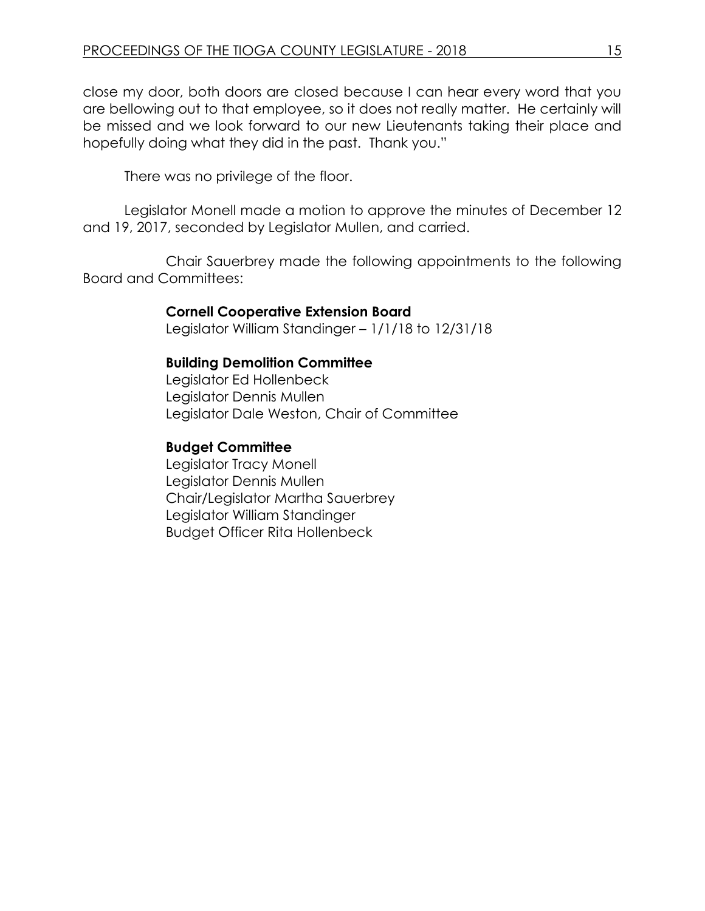close my door, both doors are closed because I can hear every word that you are bellowing out to that employee, so it does not really matter. He certainly will be missed and we look forward to our new Lieutenants taking their place and hopefully doing what they did in the past. Thank you."

There was no privilege of the floor.

Legislator Monell made a motion to approve the minutes of December 12 and 19, 2017, seconded by Legislator Mullen, and carried.

Chair Sauerbrey made the following appointments to the following Board and Committees:

**Cornell Cooperative Extension Board**
Legislator William Standinger – 1/1/18 to 12/31/18

**Building Demolition Committee**
Legislator Ed Hollenbeck
Legislator Dennis Mullen
Legislator Dale Weston, Chair of Committee

**Budget Committee**
Legislator Tracy Monell
Legislator Dennis Mullen
Chair/Legislator Martha Sauerbrey
Legislator William Standinger
Budget Officer Rita Hollenbeck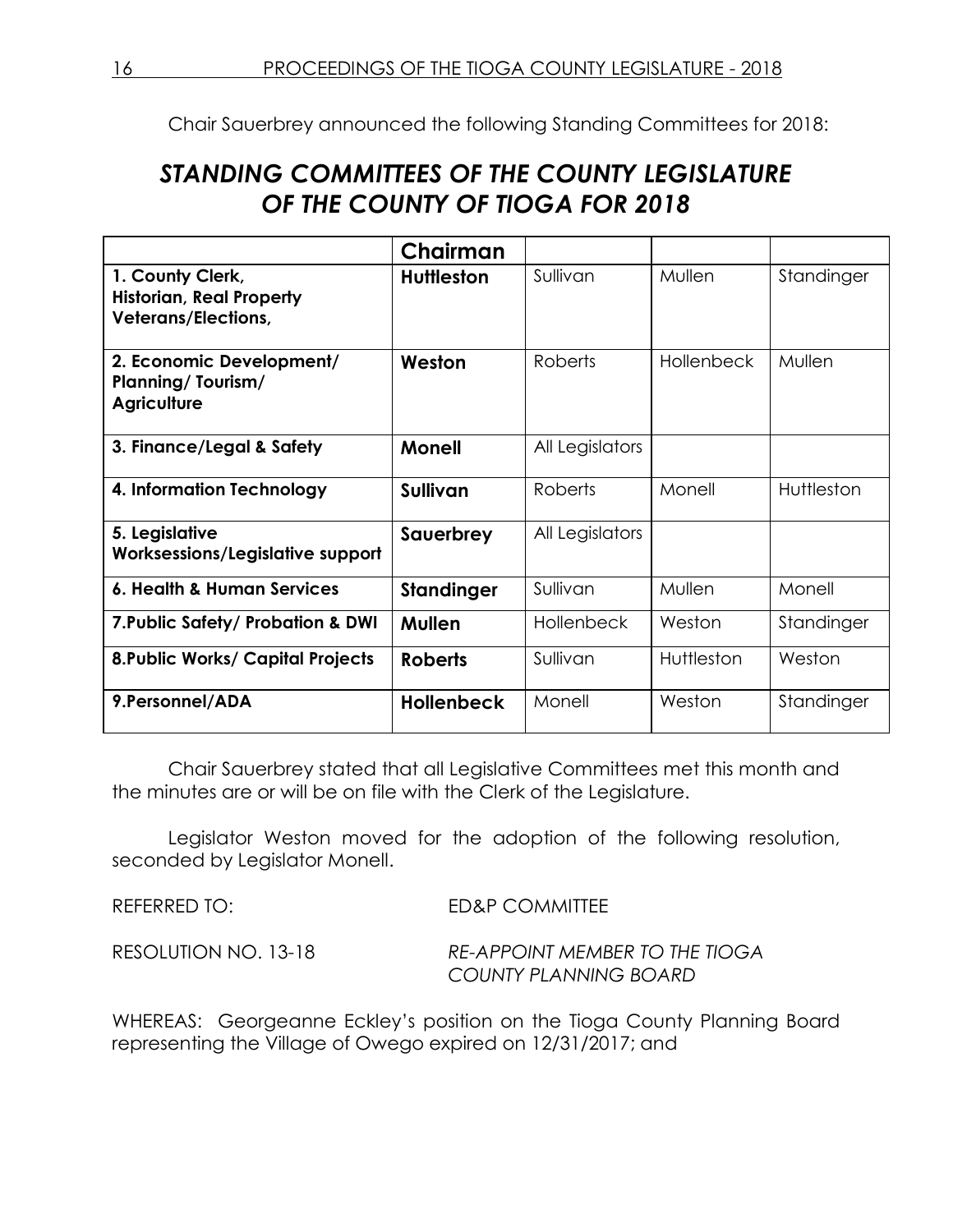Chair Sauerbrey announced the following Standing Committees for 2018:

## *STANDING COMMITTEES OF THE COUNTY LEGISLATURE OF THE COUNTY OF TIOGA FOR 2018*

| | **Chairman** | | | |
|---|---|---|---|---|
| **1. County Clerk, Historian, Real Property Veterans/Elections,** | **Huttleston** | Sullivan | Mullen | Standinger |
| **2. Economic Development/ Planning/ Tourism/ Agriculture** | **Weston** | Roberts | Hollenbeck | Mullen |
| **3. Finance/Legal & Safety** | **Monell** | All Legislators | | |
| **4. Information Technology** | **Sullivan** | Roberts | Monell | Huttleston |
| **5. Legislative Worksessions/Legislative support** | **Sauerbrey** | All Legislators | | |
| **6. Health & Human Services** | **Standinger** | Sullivan | Mullen | Monell |
| **7.Public Safety/ Probation & DWI** | **Mullen** | Hollenbeck | Weston | Standinger |
| **8.Public Works/ Capital Projects** | **Roberts** | Sullivan | Huttleston | Weston |
| **9.Personnel/ADA** | **Hollenbeck** | Monell | Weston | Standinger |

Chair Sauerbrey stated that all Legislative Committees met this month and the minutes are or will be on file with the Clerk of the Legislature.

Legislator Weston moved for the adoption of the following resolution, seconded by Legislator Monell.

REFERRED TO: ED&P COMMITTEE

RESOLUTION NO. 13-18 *RE-APPOINT MEMBER TO THE TIOGA COUNTY PLANNING BOARD*

WHEREAS: Georgeanne Eckley's position on the Tioga County Planning Board representing the Village of Owego expired on 12/31/2017; and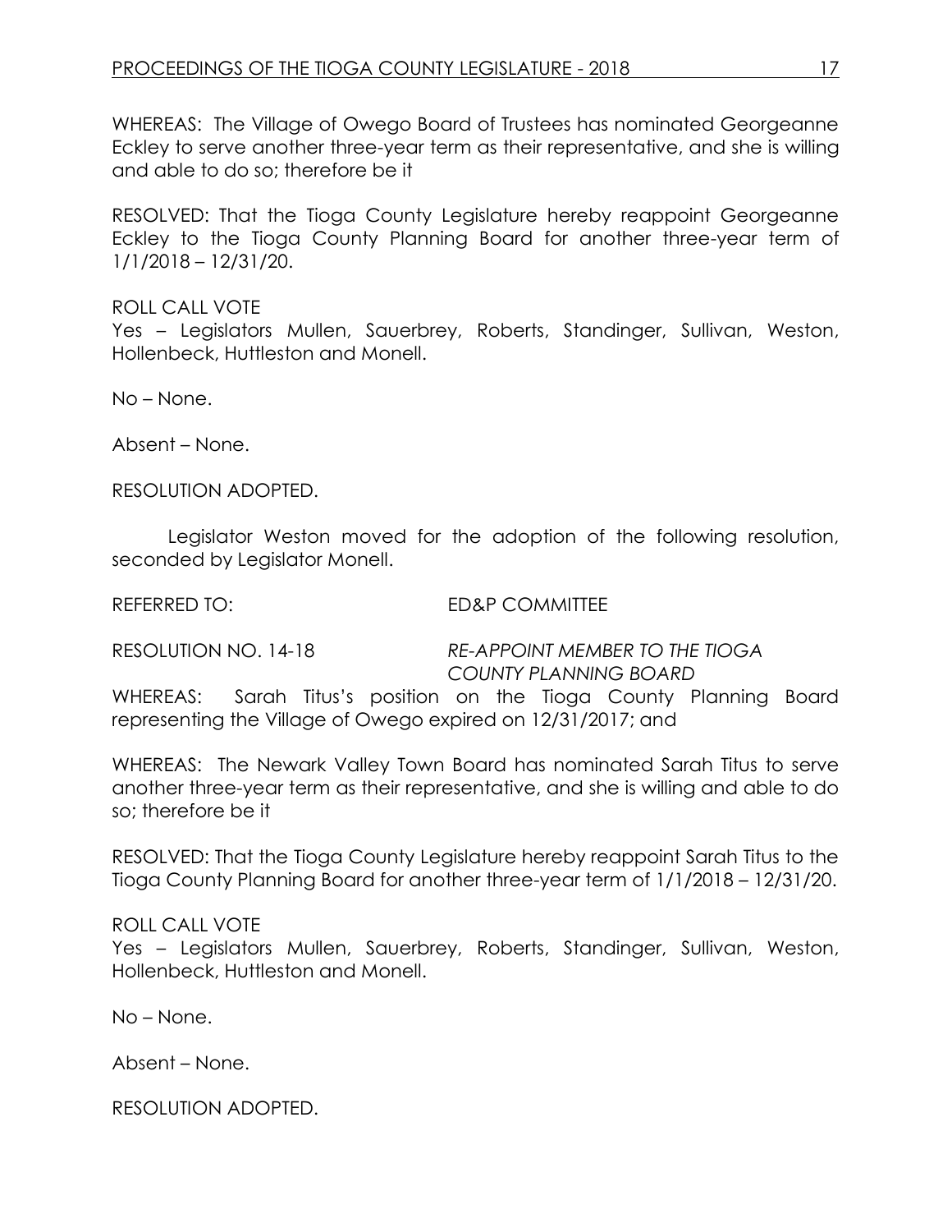WHEREAS: The Village of Owego Board of Trustees has nominated Georgeanne Eckley to serve another three-year term as their representative, and she is willing and able to do so; therefore be it

RESOLVED: That the Tioga County Legislature hereby reappoint Georgeanne Eckley to the Tioga County Planning Board for another three-year term of 1/1/2018 – 12/31/20.

ROLL CALL VOTE
Yes – Legislators Mullen, Sauerbrey, Roberts, Standinger, Sullivan, Weston, Hollenbeck, Huttleston and Monell.

No – None.

Absent – None.

RESOLUTION ADOPTED.

Legislator Weston moved for the adoption of the following resolution, seconded by Legislator Monell.

REFERRED TO: ED&P COMMITTEE

RESOLUTION NO. 14-18 *RE-APPOINT MEMBER TO THE TIOGA COUNTY PLANNING BOARD*

WHEREAS: Sarah Titus's position on the Tioga County Planning Board representing the Village of Owego expired on 12/31/2017; and

WHEREAS: The Newark Valley Town Board has nominated Sarah Titus to serve another three-year term as their representative, and she is willing and able to do so; therefore be it

RESOLVED: That the Tioga County Legislature hereby reappoint Sarah Titus to the Tioga County Planning Board for another three-year term of 1/1/2018 – 12/31/20.

ROLL CALL VOTE
Yes – Legislators Mullen, Sauerbrey, Roberts, Standinger, Sullivan, Weston, Hollenbeck, Huttleston and Monell.

No – None.

Absent – None.

RESOLUTION ADOPTED.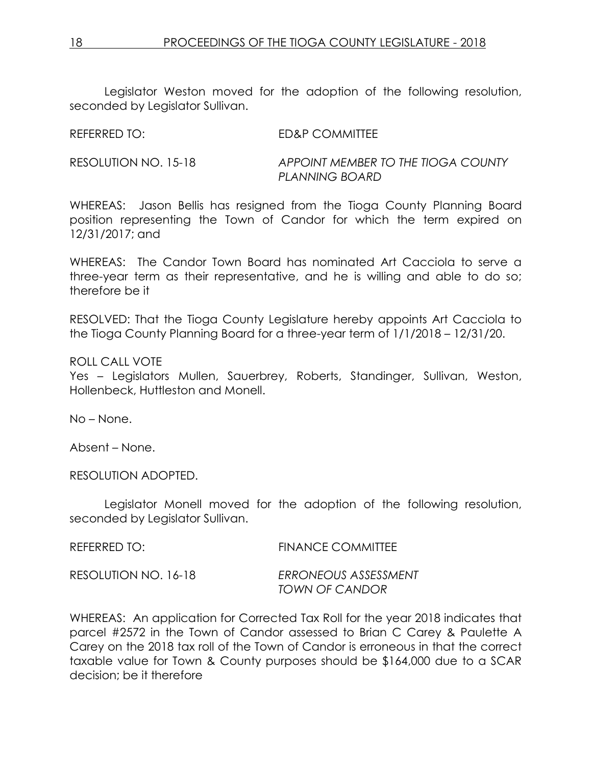Legislator Weston moved for the adoption of the following resolution, seconded by Legislator Sullivan.

REFERRED TO: ED&P COMMITTEE

RESOLUTION NO. 15-18 *APPOINT MEMBER TO THE TIOGA COUNTY PLANNING BOARD*

WHEREAS: Jason Bellis has resigned from the Tioga County Planning Board position representing the Town of Candor for which the term expired on 12/31/2017; and

WHEREAS: The Candor Town Board has nominated Art Cacciola to serve a three-year term as their representative, and he is willing and able to do so; therefore be it

RESOLVED: That the Tioga County Legislature hereby appoints Art Cacciola to the Tioga County Planning Board for a three-year term of 1/1/2018 – 12/31/20.

ROLL CALL VOTE
Yes – Legislators Mullen, Sauerbrey, Roberts, Standinger, Sullivan, Weston, Hollenbeck, Huttleston and Monell.

No – None.

Absent – None.

RESOLUTION ADOPTED.

Legislator Monell moved for the adoption of the following resolution, seconded by Legislator Sullivan.

REFERRED TO: FINANCE COMMITTEE

RESOLUTION NO. 16-18 *ERRONEOUS ASSESSMENT TOWN OF CANDOR*

WHEREAS: An application for Corrected Tax Roll for the year 2018 indicates that parcel #2572 in the Town of Candor assessed to Brian C Carey & Paulette A Carey on the 2018 tax roll of the Town of Candor is erroneous in that the correct taxable value for Town & County purposes should be $164,000 due to a SCAR decision; be it therefore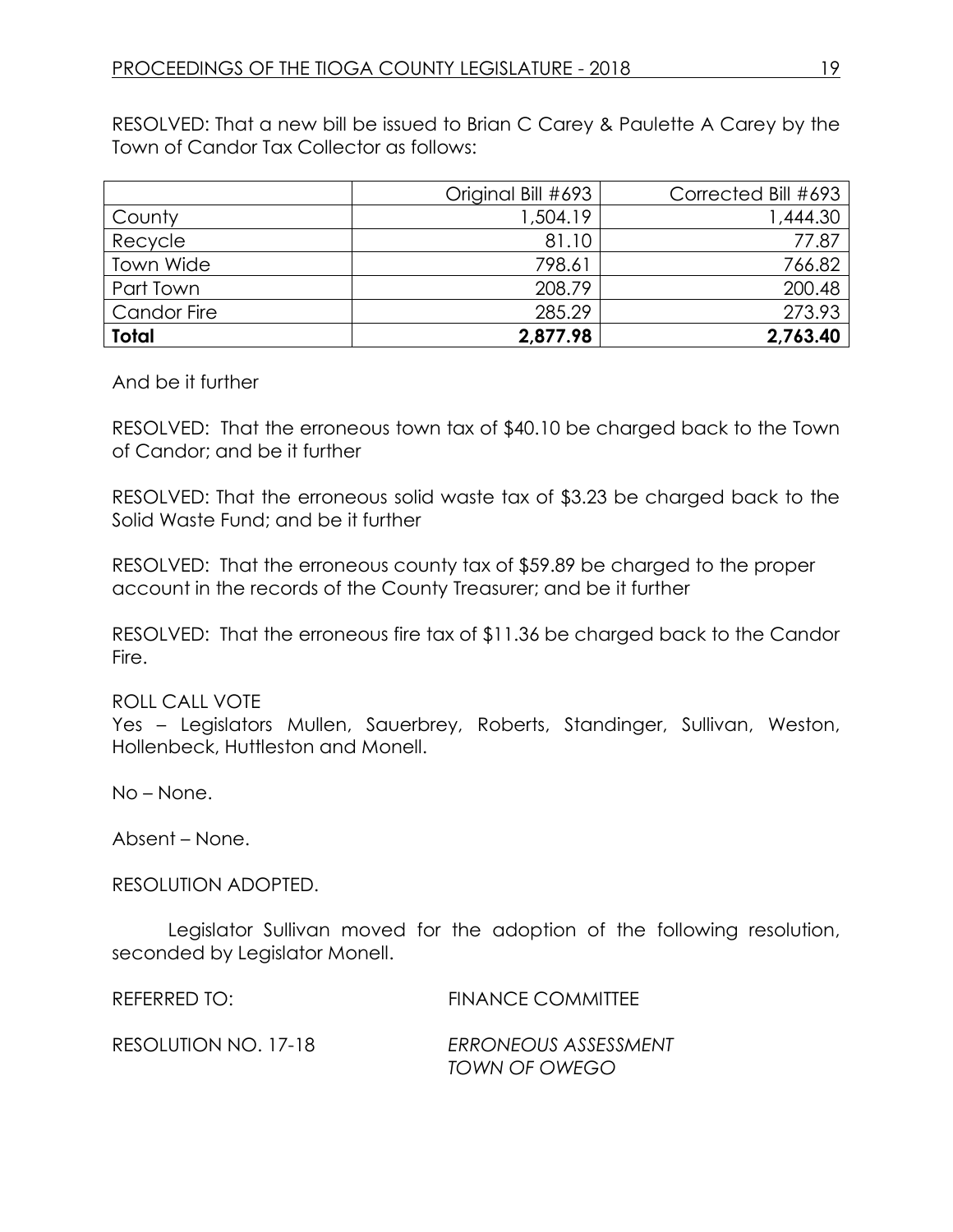RESOLVED: That a new bill be issued to Brian C Carey & Paulette A Carey by the Town of Candor Tax Collector as follows:

| | Original Bill #693 | Corrected Bill #693 |
|---|---|---|
| County | 1,504.19 | 1,444.30 |
| Recycle | 81.10 | 77.87 |
| Town Wide | 798.61 | 766.82 |
| Part Town | 208.79 | 200.48 |
| Candor Fire | 285.29 | 273.93 |
| **Total** | **2,877.98** | **2,763.40** |

And be it further

RESOLVED: That the erroneous town tax of $40.10 be charged back to the Town of Candor; and be it further

RESOLVED: That the erroneous solid waste tax of $3.23 be charged back to the Solid Waste Fund; and be it further

RESOLVED: That the erroneous county tax of $59.89 be charged to the proper account in the records of the County Treasurer; and be it further

RESOLVED: That the erroneous fire tax of $11.36 be charged back to the Candor Fire.

ROLL CALL VOTE

Yes – Legislators Mullen, Sauerbrey, Roberts, Standinger, Sullivan, Weston, Hollenbeck, Huttleston and Monell.

No – None.

Absent – None.

RESOLUTION ADOPTED.

Legislator Sullivan moved for the adoption of the following resolution, seconded by Legislator Monell.

REFERRED TO: FINANCE COMMITTEE

RESOLUTION NO. 17-18 *ERRONEOUS ASSESSMENT*
*TOWN OF OWEGO*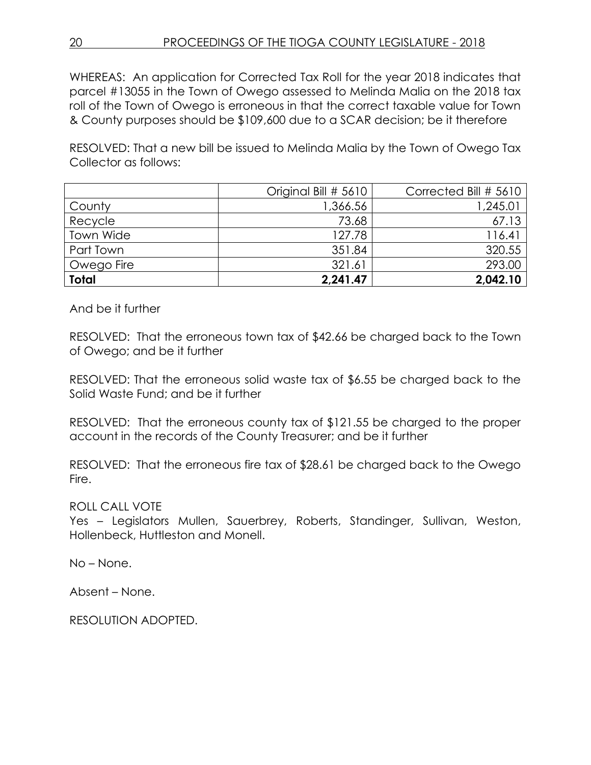WHEREAS: An application for Corrected Tax Roll for the year 2018 indicates that parcel #13055 in the Town of Owego assessed to Melinda Malia on the 2018 tax roll of the Town of Owego is erroneous in that the correct taxable value for Town & County purposes should be $109,600 due to a SCAR decision; be it therefore

RESOLVED: That a new bill be issued to Melinda Malia by the Town of Owego Tax Collector as follows:

| | Original Bill # 5610 | Corrected Bill # 5610 |
|---|---|---|
| County | 1,366.56 | 1,245.01 |
| Recycle | 73.68 | 67.13 |
| Town Wide | 127.78 | 116.41 |
| Part Town | 351.84 | 320.55 |
| Owego Fire | 321.61 | 293.00 |
| **Total** | **2,241.47** | **2,042.10** |

And be it further

RESOLVED: That the erroneous town tax of $42.66 be charged back to the Town of Owego; and be it further

RESOLVED: That the erroneous solid waste tax of $6.55 be charged back to the Solid Waste Fund; and be it further

RESOLVED: That the erroneous county tax of $121.55 be charged to the proper account in the records of the County Treasurer; and be it further

RESOLVED: That the erroneous fire tax of $28.61 be charged back to the Owego Fire.

ROLL CALL VOTE
Yes – Legislators Mullen, Sauerbrey, Roberts, Standinger, Sullivan, Weston, Hollenbeck, Huttleston and Monell.

No – None.

Absent – None.

RESOLUTION ADOPTED.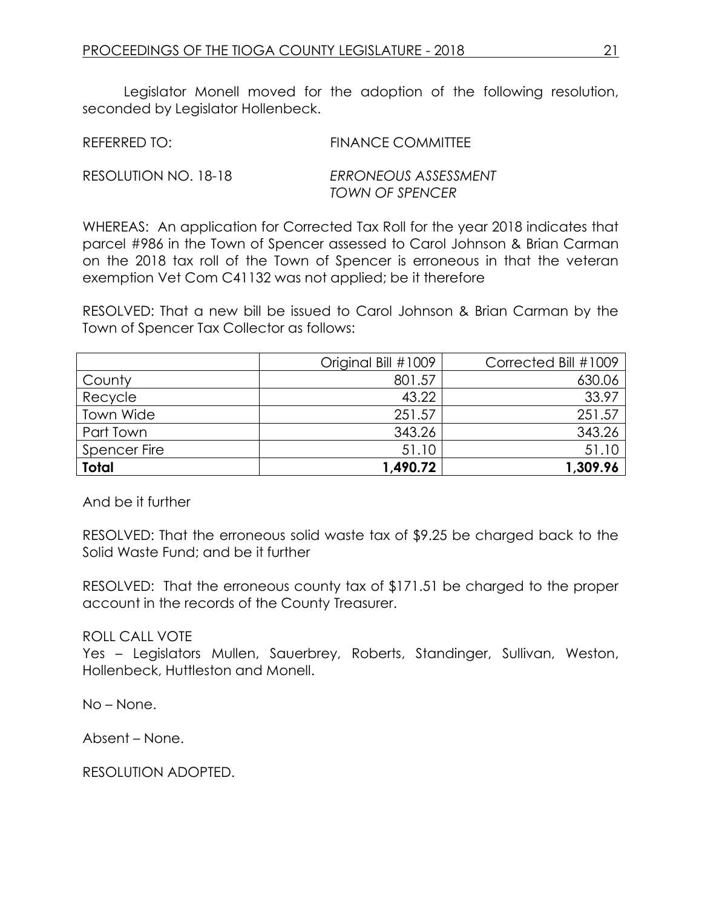Legislator Monell moved for the adoption of the following resolution, seconded by Legislator Hollenbeck.

REFERRED TO: FINANCE COMMITTEE

RESOLUTION NO. 18-18 *ERRONEOUS ASSESSMENT TOWN OF SPENCER*

WHEREAS: An application for Corrected Tax Roll for the year 2018 indicates that parcel #986 in the Town of Spencer assessed to Carol Johnson & Brian Carman on the 2018 tax roll of the Town of Spencer is erroneous in that the veteran exemption Vet Com C41132 was not applied; be it therefore

RESOLVED: That a new bill be issued to Carol Johnson & Brian Carman by the Town of Spencer Tax Collector as follows:

| | Original Bill #1009 | Corrected Bill #1009 |
|---|---|---|
| County | 801.57 | 630.06 |
| Recycle | 43.22 | 33.97 |
| Town Wide | 251.57 | 251.57 |
| Part Town | 343.26 | 343.26 |
| Spencer Fire | 51.10 | 51.10 |
| **Total** | **1,490.72** | **1,309.96** |

And be it further

RESOLVED: That the erroneous solid waste tax of $9.25 be charged back to the Solid Waste Fund; and be it further

RESOLVED: That the erroneous county tax of $171.51 be charged to the proper account in the records of the County Treasurer.

ROLL CALL VOTE
Yes – Legislators Mullen, Sauerbrey, Roberts, Standinger, Sullivan, Weston, Hollenbeck, Huttleston and Monell.

No – None.

Absent – None.

RESOLUTION ADOPTED.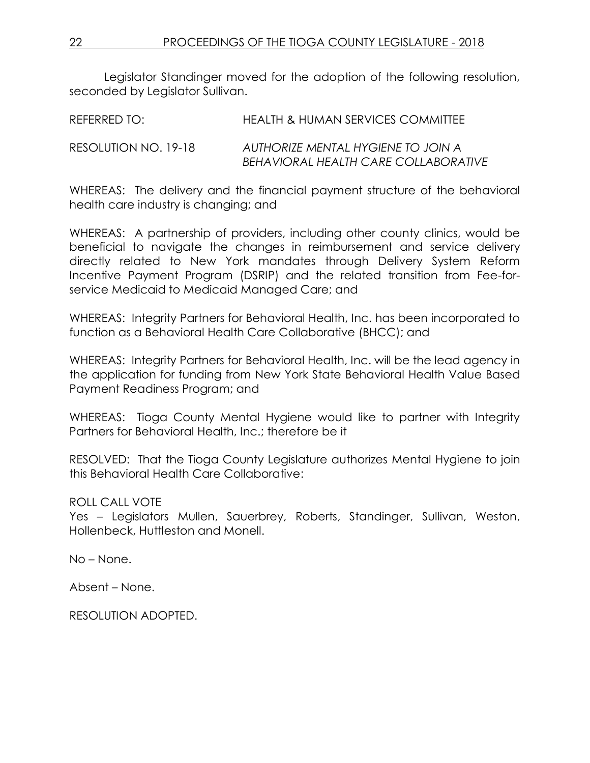Legislator Standinger moved for the adoption of the following resolution, seconded by Legislator Sullivan.

REFERRED TO: HEALTH & HUMAN SERVICES COMMITTEE

RESOLUTION NO. 19-18 *AUTHORIZE MENTAL HYGIENE TO JOIN A BEHAVIORAL HEALTH CARE COLLABORATIVE*

WHEREAS: The delivery and the financial payment structure of the behavioral health care industry is changing; and

WHEREAS: A partnership of providers, including other county clinics, would be beneficial to navigate the changes in reimbursement and service delivery directly related to New York mandates through Delivery System Reform Incentive Payment Program (DSRIP) and the related transition from Fee-for-service Medicaid to Medicaid Managed Care; and

WHEREAS: Integrity Partners for Behavioral Health, Inc. has been incorporated to function as a Behavioral Health Care Collaborative (BHCC); and

WHEREAS: Integrity Partners for Behavioral Health, Inc. will be the lead agency in the application for funding from New York State Behavioral Health Value Based Payment Readiness Program; and

WHEREAS: Tioga County Mental Hygiene would like to partner with Integrity Partners for Behavioral Health, Inc.; therefore be it

RESOLVED: That the Tioga County Legislature authorizes Mental Hygiene to join this Behavioral Health Care Collaborative:

ROLL CALL VOTE
Yes – Legislators Mullen, Sauerbrey, Roberts, Standinger, Sullivan, Weston, Hollenbeck, Huttleston and Monell.

No – None.

Absent – None.

RESOLUTION ADOPTED.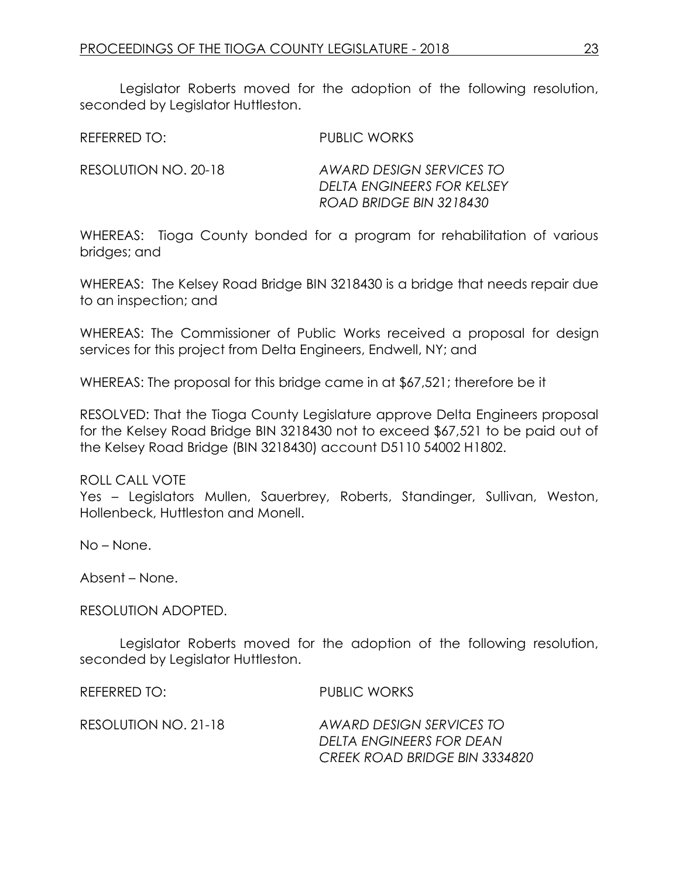Legislator Roberts moved for the adoption of the following resolution, seconded by Legislator Huttleston.

REFERRED TO: PUBLIC WORKS

RESOLUTION NO. 20-18 *AWARD DESIGN SERVICES TO DELTA ENGINEERS FOR KELSEY ROAD BRIDGE BIN 3218430*

WHEREAS: Tioga County bonded for a program for rehabilitation of various bridges; and

WHEREAS: The Kelsey Road Bridge BIN 3218430 is a bridge that needs repair due to an inspection; and

WHEREAS: The Commissioner of Public Works received a proposal for design services for this project from Delta Engineers, Endwell, NY; and

WHEREAS: The proposal for this bridge came in at $67,521; therefore be it

RESOLVED: That the Tioga County Legislature approve Delta Engineers proposal for the Kelsey Road Bridge BIN 3218430 not to exceed $67,521 to be paid out of the Kelsey Road Bridge (BIN 3218430) account D5110 54002 H1802.

ROLL CALL VOTE
Yes – Legislators Mullen, Sauerbrey, Roberts, Standinger, Sullivan, Weston, Hollenbeck, Huttleston and Monell.

No – None.

Absent – None.

RESOLUTION ADOPTED.

Legislator Roberts moved for the adoption of the following resolution, seconded by Legislator Huttleston.

REFERRED TO: PUBLIC WORKS

RESOLUTION NO. 21-18 *AWARD DESIGN SERVICES TO DELTA ENGINEERS FOR DEAN CREEK ROAD BRIDGE BIN 3334820*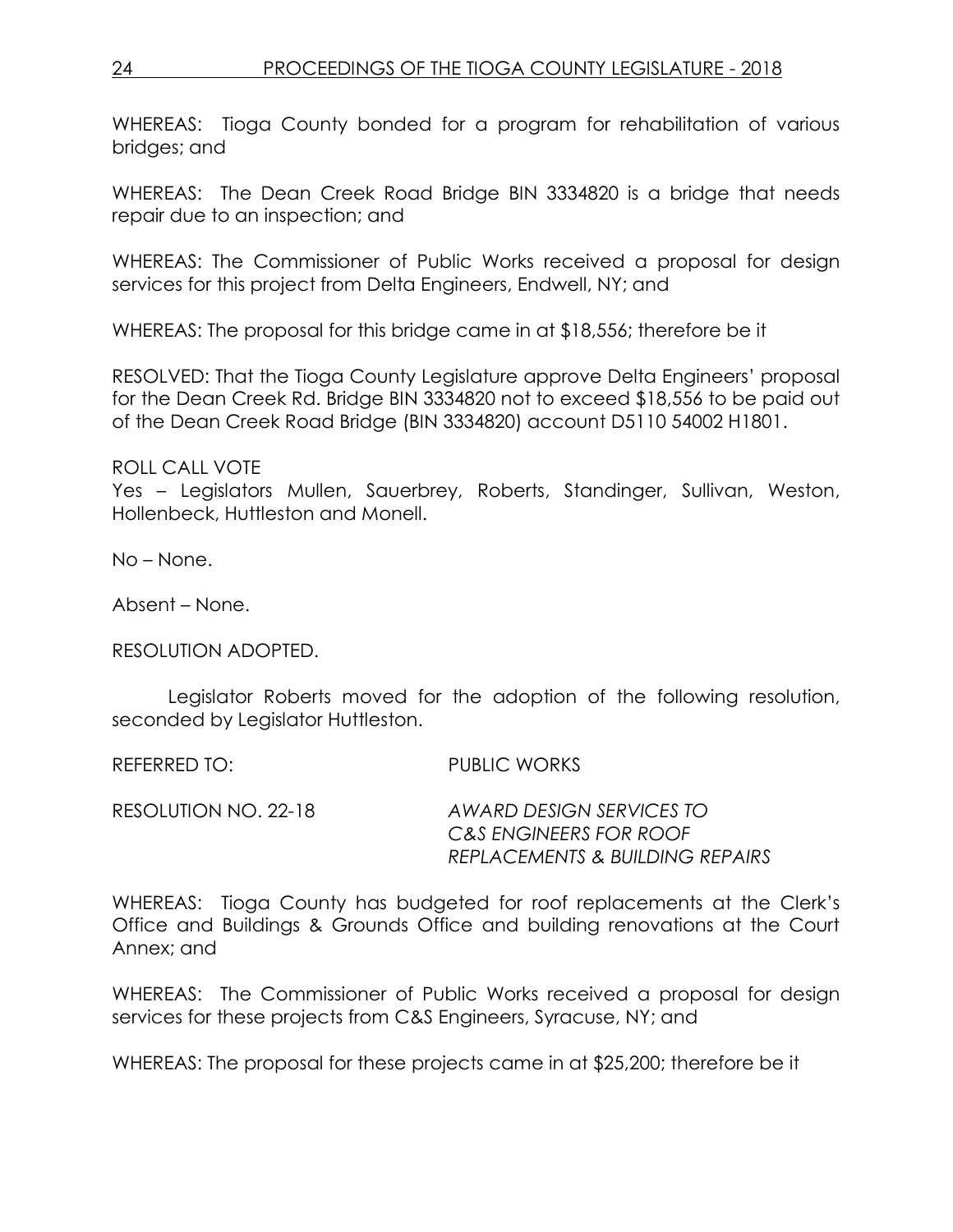WHEREAS: Tioga County bonded for a program for rehabilitation of various bridges; and

WHEREAS: The Dean Creek Road Bridge BIN 3334820 is a bridge that needs repair due to an inspection; and

WHEREAS: The Commissioner of Public Works received a proposal for design services for this project from Delta Engineers, Endwell, NY; and

WHEREAS: The proposal for this bridge came in at $18,556; therefore be it

RESOLVED: That the Tioga County Legislature approve Delta Engineers' proposal for the Dean Creek Rd. Bridge BIN 3334820 not to exceed $18,556 to be paid out of the Dean Creek Road Bridge (BIN 3334820) account D5110 54002 H1801.

ROLL CALL VOTE
Yes – Legislators Mullen, Sauerbrey, Roberts, Standinger, Sullivan, Weston, Hollenbeck, Huttleston and Monell.

No – None.

Absent – None.

RESOLUTION ADOPTED.

Legislator Roberts moved for the adoption of the following resolution, seconded by Legislator Huttleston.

REFERRED TO: PUBLIC WORKS

RESOLUTION NO. 22-18 *AWARD DESIGN SERVICES TO C&S ENGINEERS FOR ROOF REPLACEMENTS & BUILDING REPAIRS*

WHEREAS: Tioga County has budgeted for roof replacements at the Clerk's Office and Buildings & Grounds Office and building renovations at the Court Annex; and

WHEREAS: The Commissioner of Public Works received a proposal for design services for these projects from C&S Engineers, Syracuse, NY; and

WHEREAS: The proposal for these projects came in at $25,200; therefore be it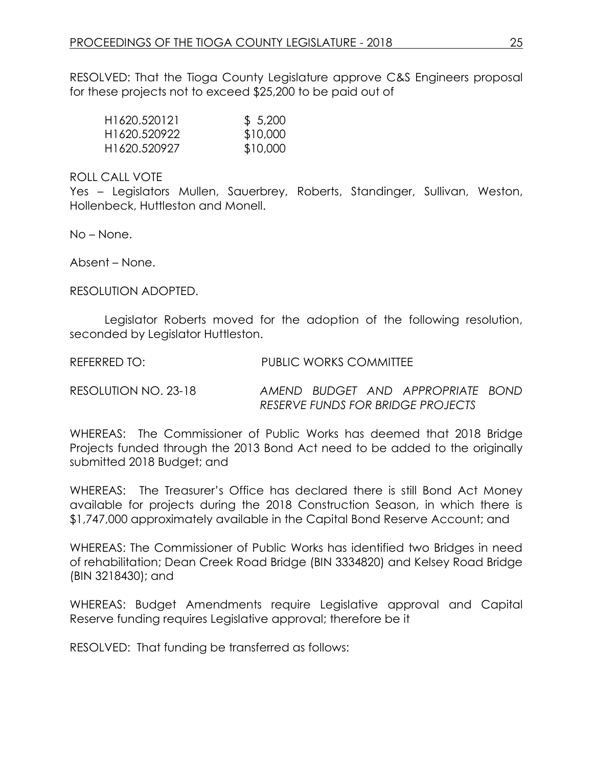RESOLVED: That the Tioga County Legislature approve C&S Engineers proposal for these projects not to exceed $25,200 to be paid out of

| | |
|---|---|
| H1620.520121 | $ 5,200 |
| H1620.520922 | $10,000 |
| H1620.520927 | $10,000 |

ROLL CALL VOTE

Yes – Legislators Mullen, Sauerbrey, Roberts, Standinger, Sullivan, Weston, Hollenbeck, Huttleston and Monell.

No – None.

Absent – None.

RESOLUTION ADOPTED.

Legislator Roberts moved for the adoption of the following resolution, seconded by Legislator Huttleston.

REFERRED TO: PUBLIC WORKS COMMITTEE

RESOLUTION NO. 23-18 *AMEND BUDGET AND APPROPRIATE BOND RESERVE FUNDS FOR BRIDGE PROJECTS*

WHEREAS: The Commissioner of Public Works has deemed that 2018 Bridge Projects funded through the 2013 Bond Act need to be added to the originally submitted 2018 Budget; and

WHEREAS: The Treasurer's Office has declared there is still Bond Act Money available for projects during the 2018 Construction Season, in which there is $1,747,000 approximately available in the Capital Bond Reserve Account; and

WHEREAS: The Commissioner of Public Works has identified two Bridges in need of rehabilitation; Dean Creek Road Bridge (BIN 3334820) and Kelsey Road Bridge (BIN 3218430); and

WHEREAS: Budget Amendments require Legislative approval and Capital Reserve funding requires Legislative approval; therefore be it

RESOLVED: That funding be transferred as follows: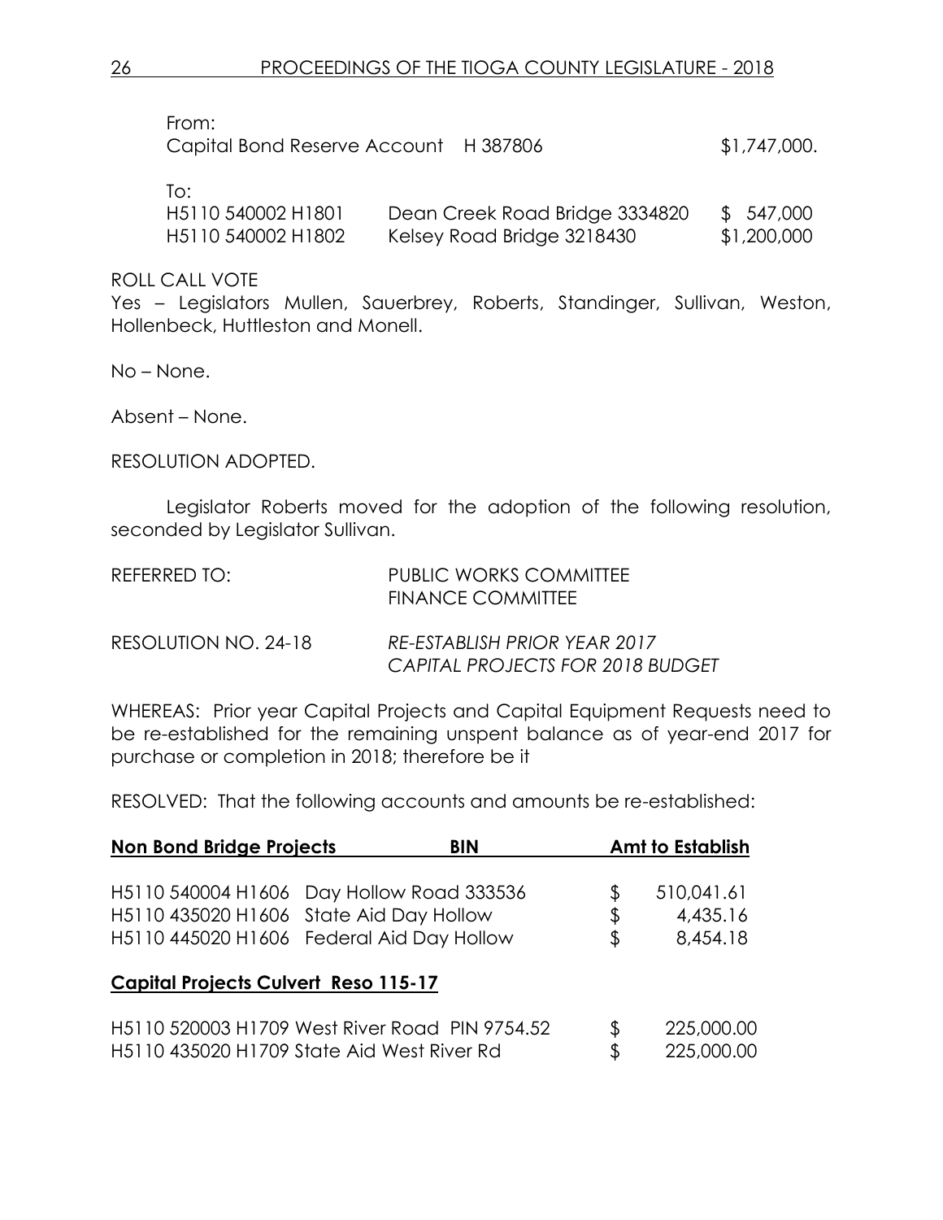From:
Capital Bond Reserve Account H 387806 $1,747,000.

To:

| | | |
|---|---|---|
| H5110 540002 H1801 | Dean Creek Road Bridge 3334820 | $ 547,000 |
| H5110 540002 H1802 | Kelsey Road Bridge 3218430 | $1,200,000 |

ROLL CALL VOTE
Yes – Legislators Mullen, Sauerbrey, Roberts, Standinger, Sullivan, Weston, Hollenbeck, Huttleston and Monell.

No – None.

Absent – None.

RESOLUTION ADOPTED.

Legislator Roberts moved for the adoption of the following resolution, seconded by Legislator Sullivan.

REFERRED TO: PUBLIC WORKS COMMITTEE
FINANCE COMMITTEE

RESOLUTION NO. 24-18 *RE-ESTABLISH PRIOR YEAR 2017 CAPITAL PROJECTS FOR 2018 BUDGET*

WHEREAS: Prior year Capital Projects and Capital Equipment Requests need to be re-established for the remaining unspent balance as of year-end 2017 for purchase or completion in 2018; therefore be it

RESOLVED: That the following accounts and amounts be re-established:

| **Non Bond Bridge Projects** | **BIN** | **Amt to Establish** |
|---|---|---|
| H5110 540004 H1606 | Day Hollow Road 333536 | $ 510,041.61 |
| H5110 435020 H1606 | State Aid Day Hollow | $ 4,435.16 |
| H5110 445020 H1606 | Federal Aid Day Hollow | $ 8,454.18 |

**Capital Projects Culvert Reso 115-17**

| | |
|---|---|
| H5110 520003 H1709 West River Road PIN 9754.52 | $ 225,000.00 |
| H5110 435020 H1709 State Aid West River Rd | $ 225,000.00 |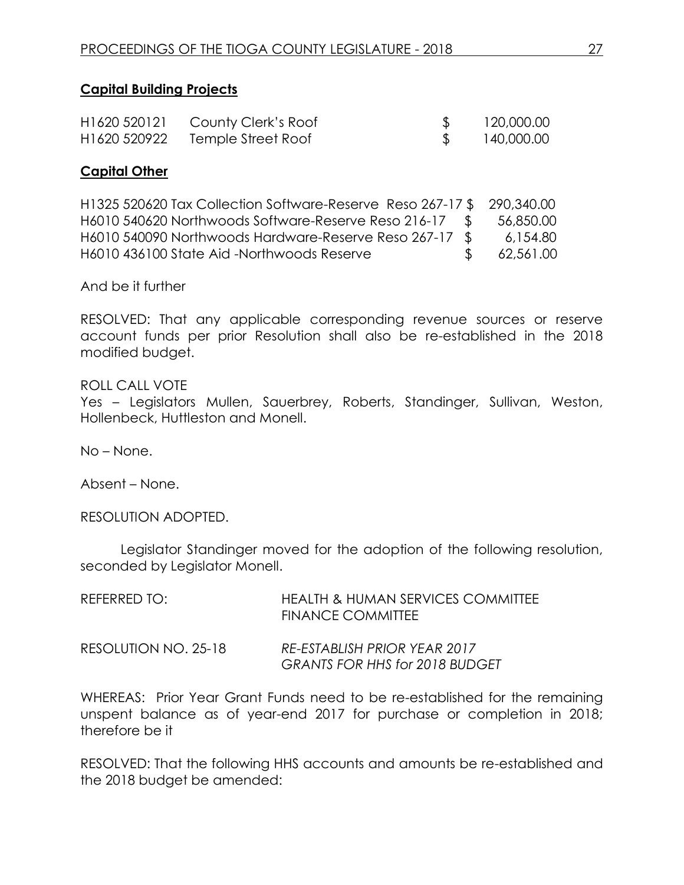**Capital Building Projects**

| | | | |
|---|---|---|---|
| H1620 520121 | County Clerk's Roof | $ | 120,000.00 |
| H1620 520922 | Temple Street Roof | $ | 140,000.00 |

**Capital Other**

| | | |
|---|---|---|
| H1325 520620 Tax Collection Software-Reserve Reso 267-17 | $ | 290,340.00 |
| H6010 540620 Northwoods Software-Reserve Reso 216-17 | $ | 56,850.00 |
| H6010 540090 Northwoods Hardware-Reserve Reso 267-17 | $ | 6,154.80 |
| H6010 436100 State Aid -Northwoods Reserve | $ | 62,561.00 |

And be it further

RESOLVED: That any applicable corresponding revenue sources or reserve account funds per prior Resolution shall also be re-established in the 2018 modified budget.

ROLL CALL VOTE
Yes – Legislators Mullen, Sauerbrey, Roberts, Standinger, Sullivan, Weston, Hollenbeck, Huttleston and Monell.

No – None.

Absent – None.

RESOLUTION ADOPTED.

Legislator Standinger moved for the adoption of the following resolution, seconded by Legislator Monell.

REFERRED TO: HEALTH & HUMAN SERVICES COMMITTEE
FINANCE COMMITTEE

RESOLUTION NO. 25-18 *RE-ESTABLISH PRIOR YEAR 2017 GRANTS FOR HHS for 2018 BUDGET*

WHEREAS: Prior Year Grant Funds need to be re-established for the remaining unspent balance as of year-end 2017 for purchase or completion in 2018; therefore be it

RESOLVED: That the following HHS accounts and amounts be re-established and the 2018 budget be amended: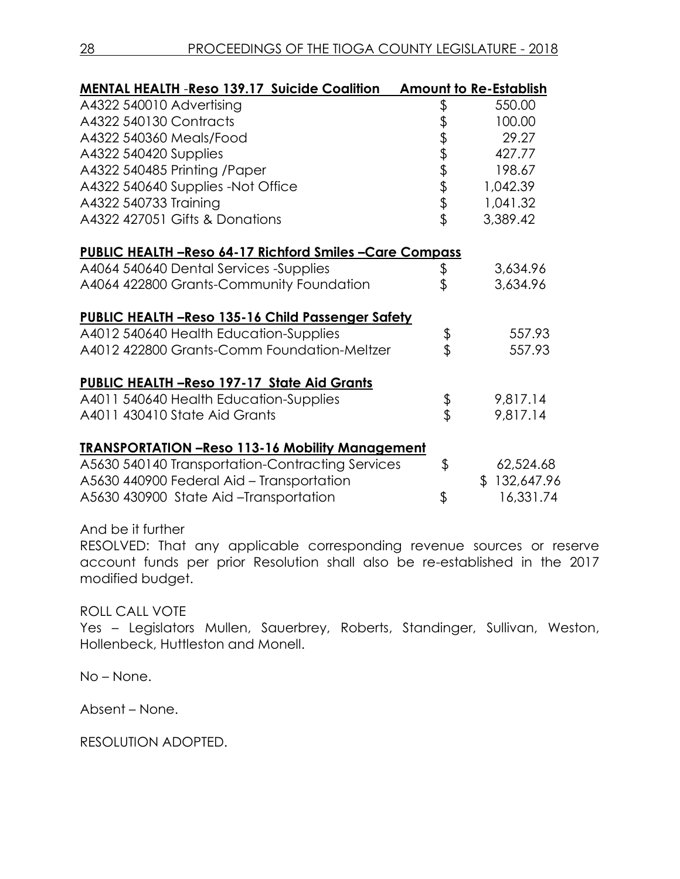| MENTAL HEALTH -Reso 139.17 Suicide Coalition | Amount to Re-Establish |
|---|---|
| A4322 540010 Advertising | $ 550.00 |
| A4322 540130 Contracts | $ 100.00 |
| A4322 540360 Meals/Food | $ 29.27 |
| A4322 540420 Supplies | $ 427.77 |
| A4322 540485 Printing /Paper | $ 198.67 |
| A4322 540640 Supplies -Not Office | $ 1,042.39 |
| A4322 540733 Training | $ 1,041.32 |
| A4322 427051 Gifts & Donations | $ 3,389.42 |

| PUBLIC HEALTH –Reso 64-17 Richford Smiles –Care Compass | |
|---|---|
| A4064 540640 Dental Services -Supplies | $ 3,634.96 |
| A4064 422800 Grants-Community Foundation | $ 3,634.96 |

| PUBLIC HEALTH –Reso 135-16 Child Passenger Safety | |
|---|---|
| A4012 540640 Health Education-Supplies | $ 557.93 |
| A4012 422800 Grants-Comm Foundation-Meltzer | $ 557.93 |

| PUBLIC HEALTH –Reso 197-17 State Aid Grants | |
|---|---|
| A4011 540640 Health Education-Supplies | $ 9,817.14 |
| A4011 430410 State Aid Grants | $ 9,817.14 |

| TRANSPORTATION –Reso 113-16 Mobility Management | |
|---|---|
| A5630 540140 Transportation-Contracting Services | $ 62,524.68 |
| A5630 440900 Federal Aid – Transportation | $ 132,647.96 |
| A5630 430900 State Aid –Transportation | $ 16,331.74 |

And be it further

RESOLVED: That any applicable corresponding revenue sources or reserve account funds per prior Resolution shall also be re-established in the 2017 modified budget.

ROLL CALL VOTE

Yes – Legislators Mullen, Sauerbrey, Roberts, Standinger, Sullivan, Weston, Hollenbeck, Huttleston and Monell.

No – None.

Absent – None.

RESOLUTION ADOPTED.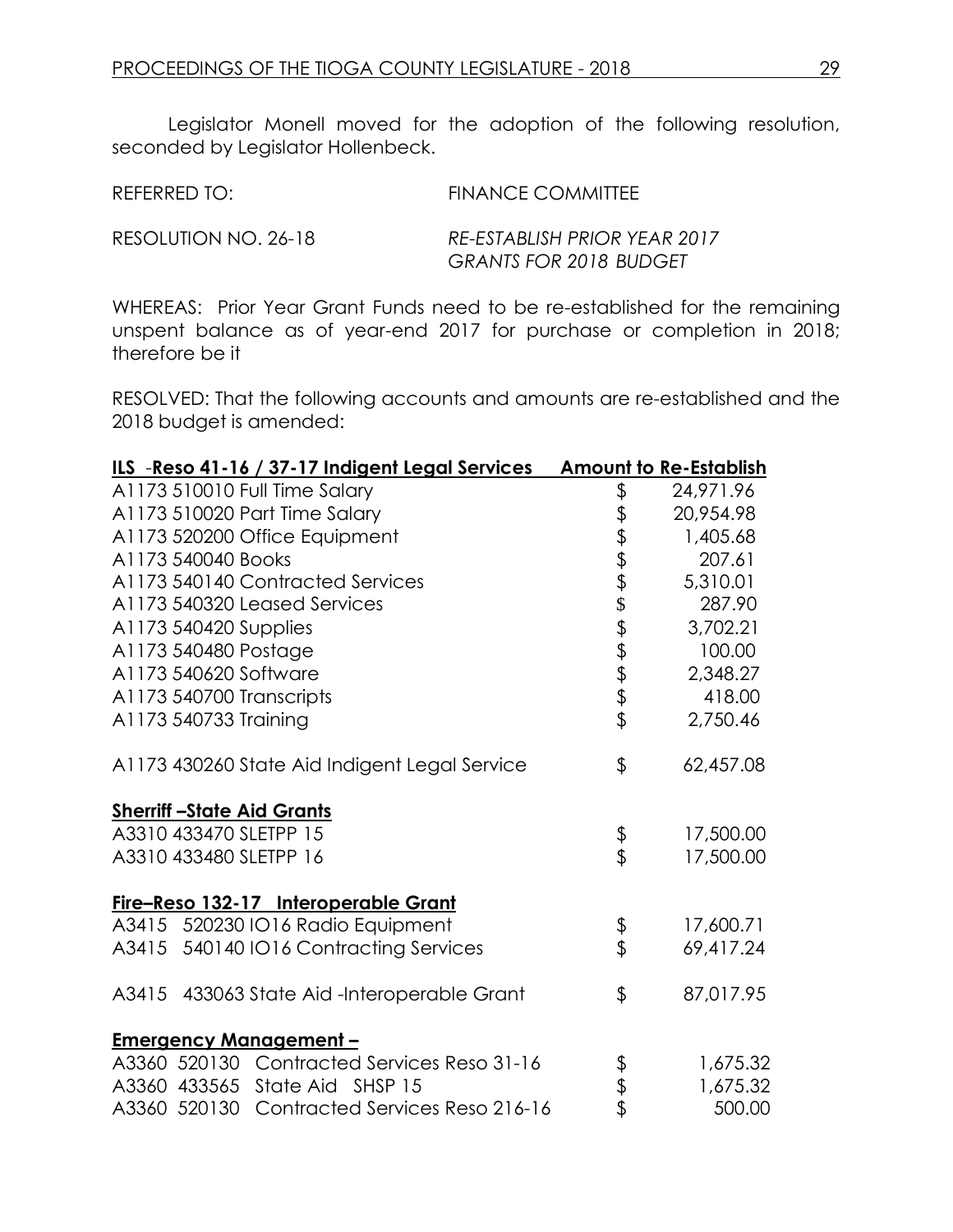Legislator Monell moved for the adoption of the following resolution, seconded by Legislator Hollenbeck.

REFERRED TO: FINANCE COMMITTEE

RESOLUTION NO. 26-18 *RE-ESTABLISH PRIOR YEAR 2017 GRANTS FOR 2018 BUDGET*

WHEREAS: Prior Year Grant Funds need to be re-established for the remaining unspent balance as of year-end 2017 for purchase or completion in 2018; therefore be it

RESOLVED: That the following accounts and amounts are re-established and the 2018 budget is amended:

| **ILS -Reso 41-16 / 37-17 Indigent Legal Services** | **Amount to Re-Establish** |
|---|---|
| A1173 510010 Full Time Salary | $ 24,971.96 |
| A1173 510020 Part Time Salary | $ 20,954.98 |
| A1173 520200 Office Equipment | $ 1,405.68 |
| A1173 540040 Books | $ 207.61 |
| A1173 540140 Contracted Services | $ 5,310.01 |
| A1173 540320 Leased Services | $ 287.90 |
| A1173 540420 Supplies | $ 3,702.21 |
| A1173 540480 Postage | $ 100.00 |
| A1173 540620 Software | $ 2,348.27 |
| A1173 540700 Transcripts | $ 418.00 |
| A1173 540733 Training | $ 2,750.46 |
| | |
| A1173 430260 State Aid Indigent Legal Service | $ 62,457.08 |
| | |
| **Sherriff –State Aid Grants** | |
| A3310 433470 SLETPP 15 | $ 17,500.00 |
| A3310 433480 SLETPP 16 | $ 17,500.00 |
| | |
| **Fire–Reso 132-17 Interoperable Grant** | |
| A3415 520230 IO16 Radio Equipment | $ 17,600.71 |
| A3415 540140 IO16 Contracting Services | $ 69,417.24 |
| | |
| A3415 433063 State Aid -Interoperable Grant | $ 87,017.95 |
| | |
| **Emergency Management –** | |
| A3360 520130 Contracted Services Reso 31-16 | $ 1,675.32 |
| A3360 433565 State Aid SHSP 15 | $ 1,675.32 |
| A3360 520130 Contracted Services Reso 216-16 | $ 500.00 |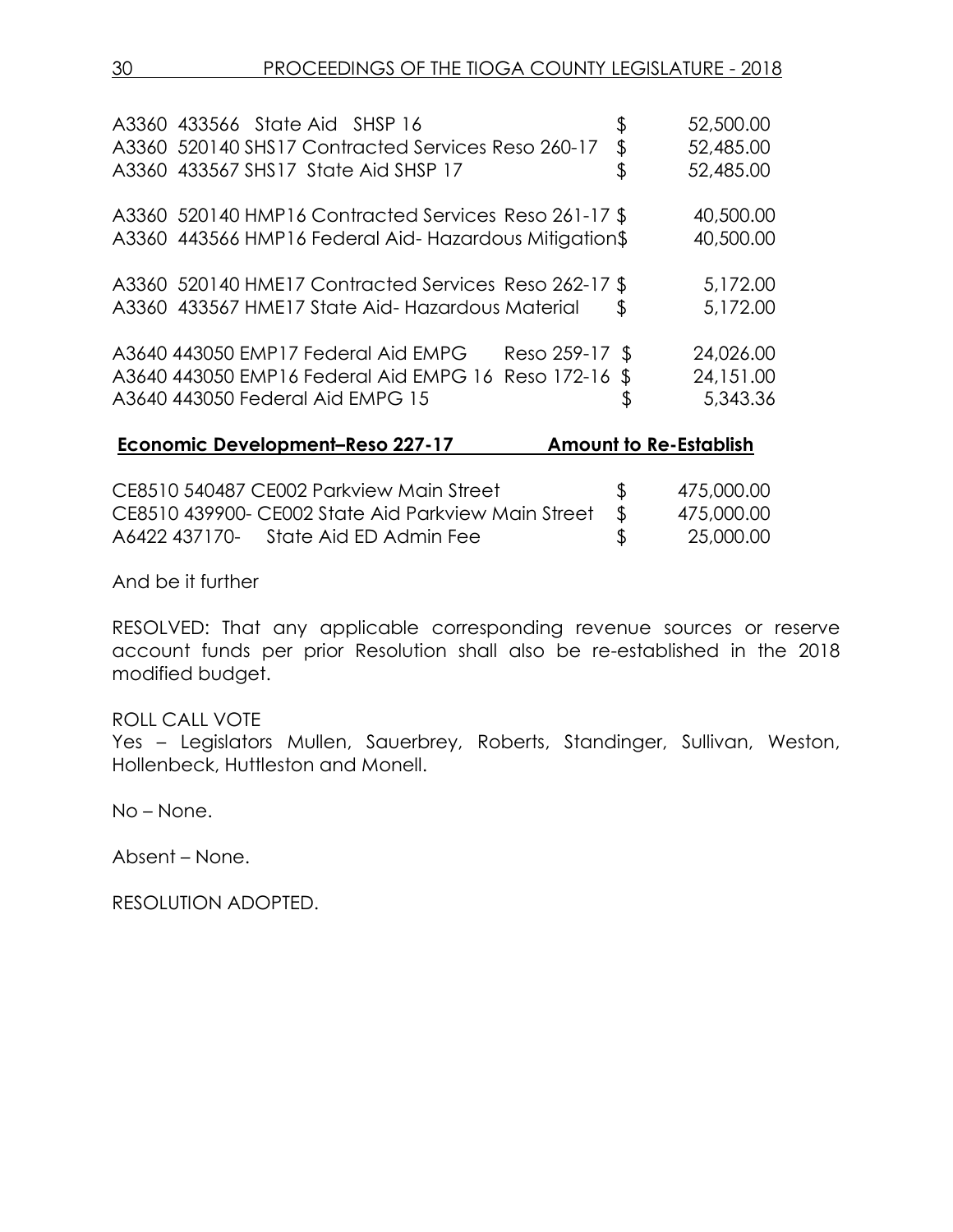| | | |
|---|---|---|
| A3360 433566 State Aid SHSP 16 | $ | 52,500.00 |
| A3360 520140 SHS17 Contracted Services Reso 260-17 | $ | 52,485.00 |
| A3360 433567 SHS17 State Aid SHSP 17 | $ | 52,485.00 |
| | | |
| A3360 520140 HMP16 Contracted Services Reso 261-17 | $ | 40,500.00 |
| A3360 443566 HMP16 Federal Aid- Hazardous Mitigation | $ | 40,500.00 |
| | | |
| A3360 520140 HME17 Contracted Services Reso 262-17 | $ | 5,172.00 |
| A3360 433567 HME17 State Aid- Hazardous Material | $ | 5,172.00 |
| | | |
| A3640 443050 EMP17 Federal Aid EMPG Reso 259-17 | $ | 24,026.00 |
| A3640 443050 EMP16 Federal Aid EMPG 16 Reso 172-16 | $ | 24,151.00 |
| A3640 443050 Federal Aid EMPG 15 | $ | 5,343.36 |

| **Economic Development–Reso 227-17** | | **Amount to Re-Establish** |
|---|---|---|
| CE8510 540487 CE002 Parkview Main Street | $ | 475,000.00 |
| CE8510 439900- CE002 State Aid Parkview Main Street | $ | 475,000.00 |
| A6422 437170- State Aid ED Admin Fee | $ | 25,000.00 |

And be it further

RESOLVED: That any applicable corresponding revenue sources or reserve account funds per prior Resolution shall also be re-established in the 2018 modified budget.

ROLL CALL VOTE
Yes – Legislators Mullen, Sauerbrey, Roberts, Standinger, Sullivan, Weston, Hollenbeck, Huttleston and Monell.

No – None.

Absent – None.

RESOLUTION ADOPTED.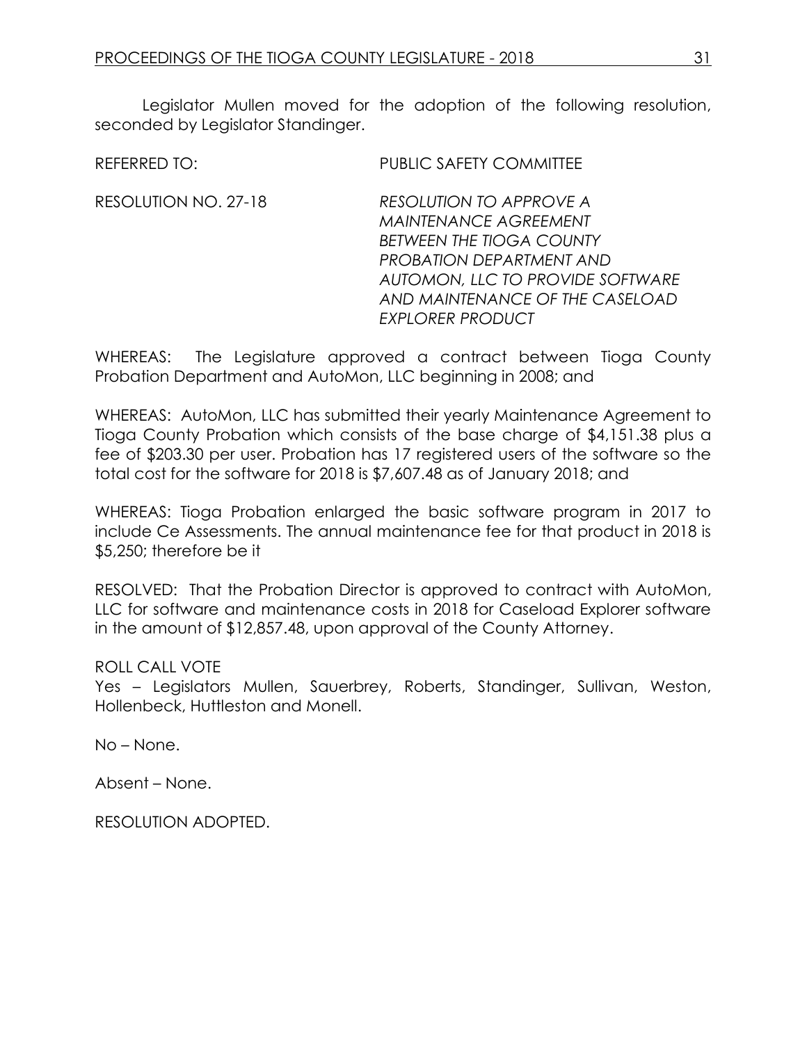Legislator Mullen moved for the adoption of the following resolution, seconded by Legislator Standinger.

REFERRED TO: PUBLIC SAFETY COMMITTEE

RESOLUTION NO. 27-18 *RESOLUTION TO APPROVE A MAINTENANCE AGREEMENT BETWEEN THE TIOGA COUNTY PROBATION DEPARTMENT AND AUTOMON, LLC TO PROVIDE SOFTWARE AND MAINTENANCE OF THE CASELOAD EXPLORER PRODUCT*

WHEREAS: The Legislature approved a contract between Tioga County Probation Department and AutoMon, LLC beginning in 2008; and

WHEREAS: AutoMon, LLC has submitted their yearly Maintenance Agreement to Tioga County Probation which consists of the base charge of $4,151.38 plus a fee of $203.30 per user. Probation has 17 registered users of the software so the total cost for the software for 2018 is $7,607.48 as of January 2018; and

WHEREAS: Tioga Probation enlarged the basic software program in 2017 to include Ce Assessments. The annual maintenance fee for that product in 2018 is $5,250; therefore be it

RESOLVED: That the Probation Director is approved to contract with AutoMon, LLC for software and maintenance costs in 2018 for Caseload Explorer software in the amount of $12,857.48, upon approval of the County Attorney.

ROLL CALL VOTE
Yes – Legislators Mullen, Sauerbrey, Roberts, Standinger, Sullivan, Weston, Hollenbeck, Huttleston and Monell.

No – None.

Absent – None.

RESOLUTION ADOPTED.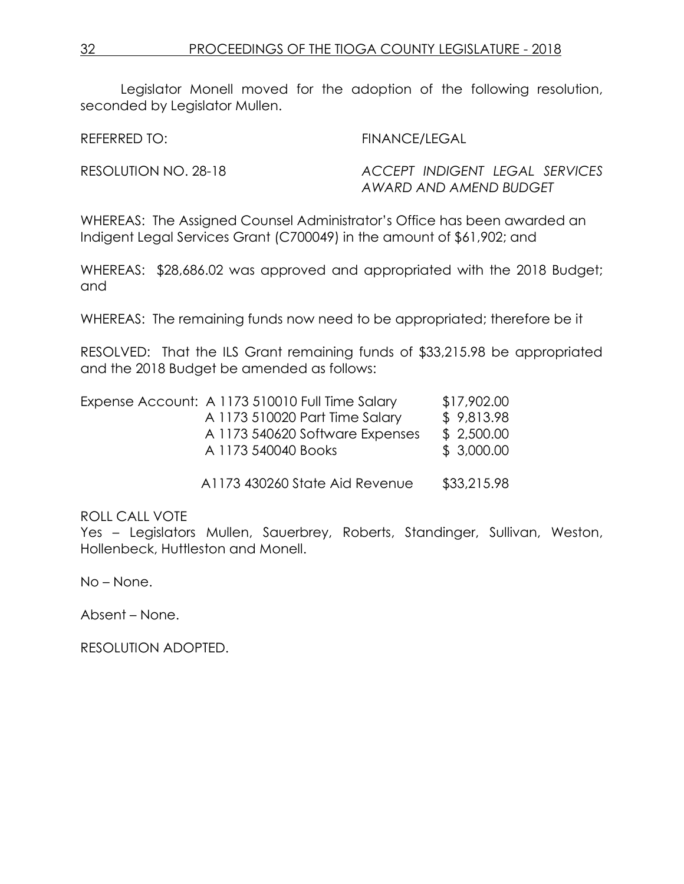Legislator Monell moved for the adoption of the following resolution, seconded by Legislator Mullen.

REFERRED TO: FINANCE/LEGAL

RESOLUTION NO. 28-18 *ACCEPT INDIGENT LEGAL SERVICES AWARD AND AMEND BUDGET*

WHEREAS: The Assigned Counsel Administrator's Office has been awarded an Indigent Legal Services Grant (C700049) in the amount of $61,902; and

WHEREAS: $28,686.02 was approved and appropriated with the 2018 Budget; and

WHEREAS: The remaining funds now need to be appropriated; therefore be it

RESOLVED: That the ILS Grant remaining funds of $33,215.98 be appropriated and the 2018 Budget be amended as follows:

| | | |
|---|---|---|
| Expense Account: | A 1173 510010 Full Time Salary | $17,902.00 |
| | A 1173 510020 Part Time Salary | $ 9,813.98 |
| | A 1173 540620 Software Expenses | $ 2,500.00 |
| | A 1173 540040 Books | $ 3,000.00 |
| | A1173 430260 State Aid Revenue | $33,215.98 |

ROLL CALL VOTE

Yes – Legislators Mullen, Sauerbrey, Roberts, Standinger, Sullivan, Weston, Hollenbeck, Huttleston and Monell.

No – None.

Absent – None.

RESOLUTION ADOPTED.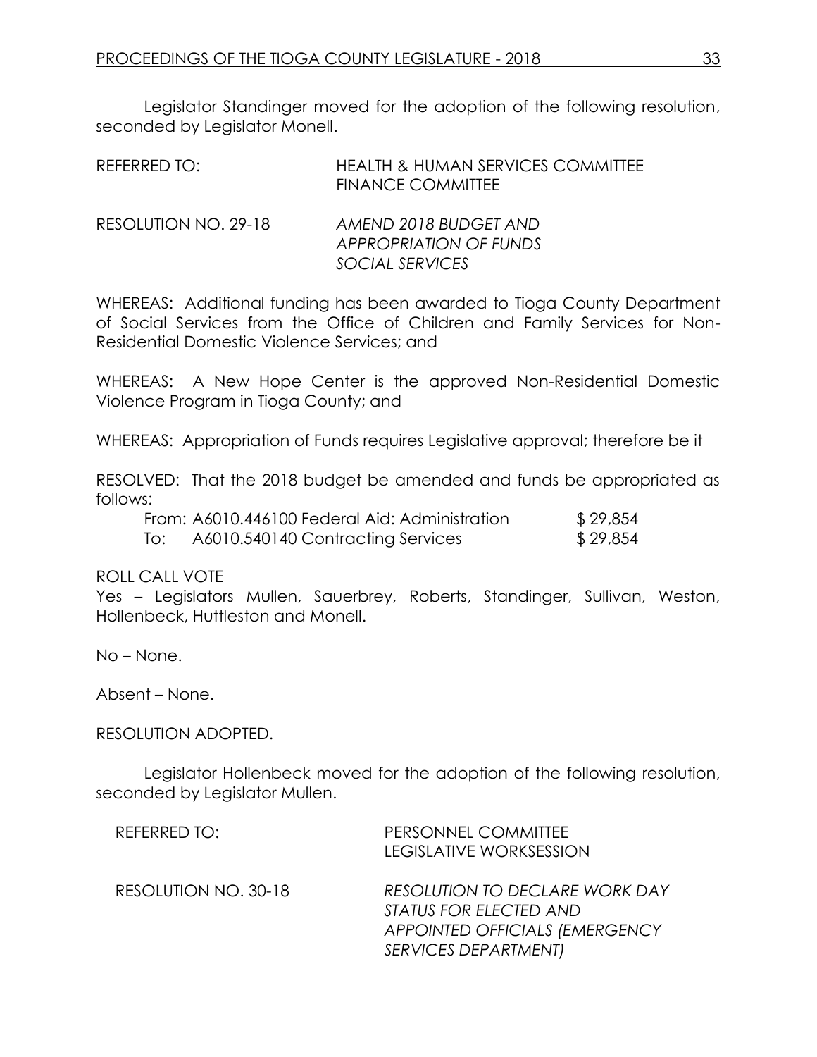Legislator Standinger moved for the adoption of the following resolution, seconded by Legislator Monell.

| | |
|---|---|
| REFERRED TO: | HEALTH & HUMAN SERVICES COMMITTEE<br>FINANCE COMMITTEE |
| RESOLUTION NO. 29-18 | *AMEND 2018 BUDGET AND APPROPRIATION OF FUNDS SOCIAL SERVICES* |

WHEREAS: Additional funding has been awarded to Tioga County Department of Social Services from the Office of Children and Family Services for Non-Residential Domestic Violence Services; and

WHEREAS: A New Hope Center is the approved Non-Residential Domestic Violence Program in Tioga County; and

WHEREAS: Appropriation of Funds requires Legislative approval; therefore be it

RESOLVED: That the 2018 budget be amended and funds be appropriated as follows:

| | | |
|---|---|---|
| From: | A6010.446100 Federal Aid: Administration | $ 29,854 |
| To: | A6010.540140 Contracting Services | $ 29,854 |

ROLL CALL VOTE
Yes – Legislators Mullen, Sauerbrey, Roberts, Standinger, Sullivan, Weston, Hollenbeck, Huttleston and Monell.

No – None.

Absent – None.

RESOLUTION ADOPTED.

Legislator Hollenbeck moved for the adoption of the following resolution, seconded by Legislator Mullen.

| | |
|---|---|
| REFERRED TO: | PERSONNEL COMMITTEE<br>LEGISLATIVE WORKSESSION |
| RESOLUTION NO. 30-18 | *RESOLUTION TO DECLARE WORK DAY STATUS FOR ELECTED AND APPOINTED OFFICIALS (EMERGENCY SERVICES DEPARTMENT)* |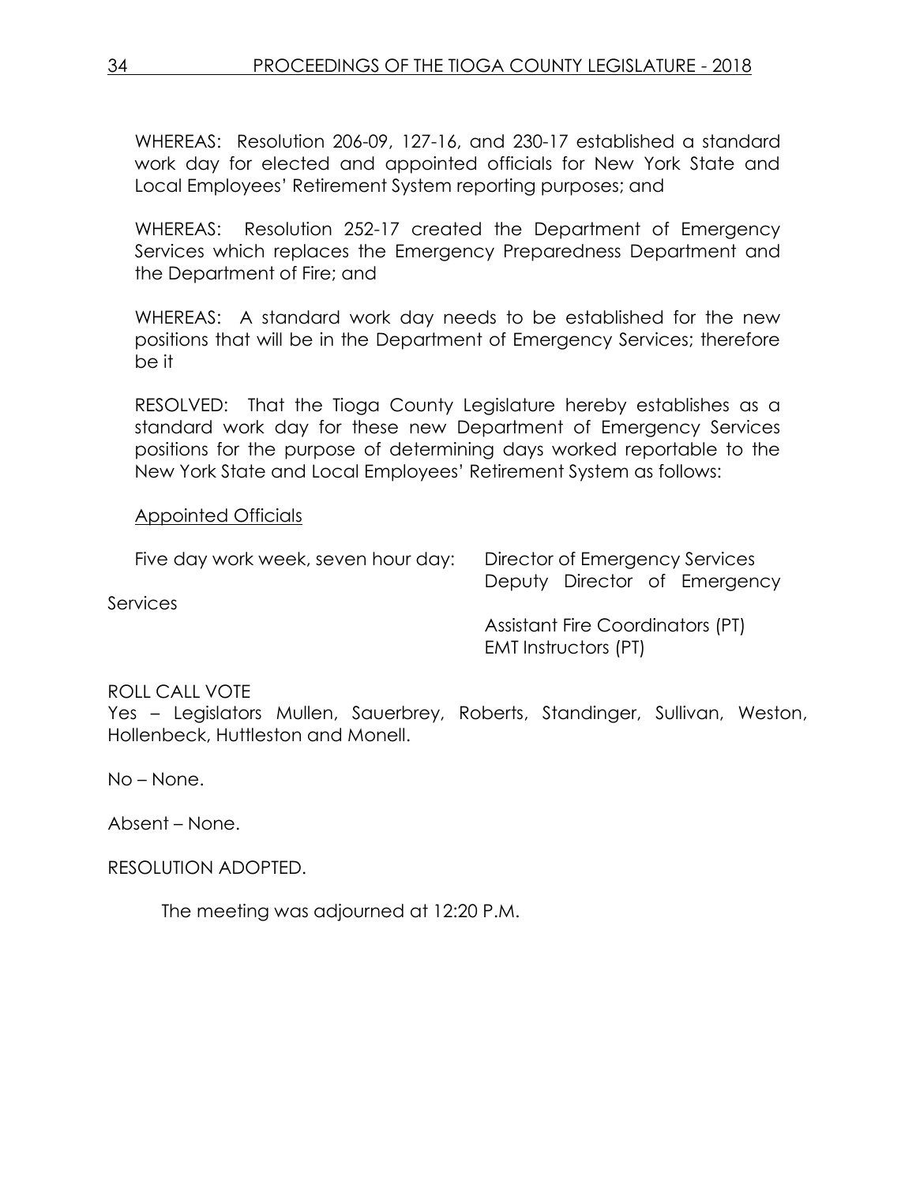WHEREAS: Resolution 206-09, 127-16, and 230-17 established a standard work day for elected and appointed officials for New York State and Local Employees' Retirement System reporting purposes; and

WHEREAS: Resolution 252-17 created the Department of Emergency Services which replaces the Emergency Preparedness Department and the Department of Fire; and

WHEREAS: A standard work day needs to be established for the new positions that will be in the Department of Emergency Services; therefore be it

RESOLVED: That the Tioga County Legislature hereby establishes as a standard work day for these new Department of Emergency Services positions for the purpose of determining days worked reportable to the New York State and Local Employees' Retirement System as follows:

Appointed Officials

Five day work week, seven hour day: Director of Emergency Services
Deputy Director of Emergency Services
Assistant Fire Coordinators (PT)
EMT Instructors (PT)

ROLL CALL VOTE
Yes – Legislators Mullen, Sauerbrey, Roberts, Standinger, Sullivan, Weston, Hollenbeck, Huttleston and Monell.

No – None.

Absent – None.

RESOLUTION ADOPTED.

The meeting was adjourned at 12:20 P.M.